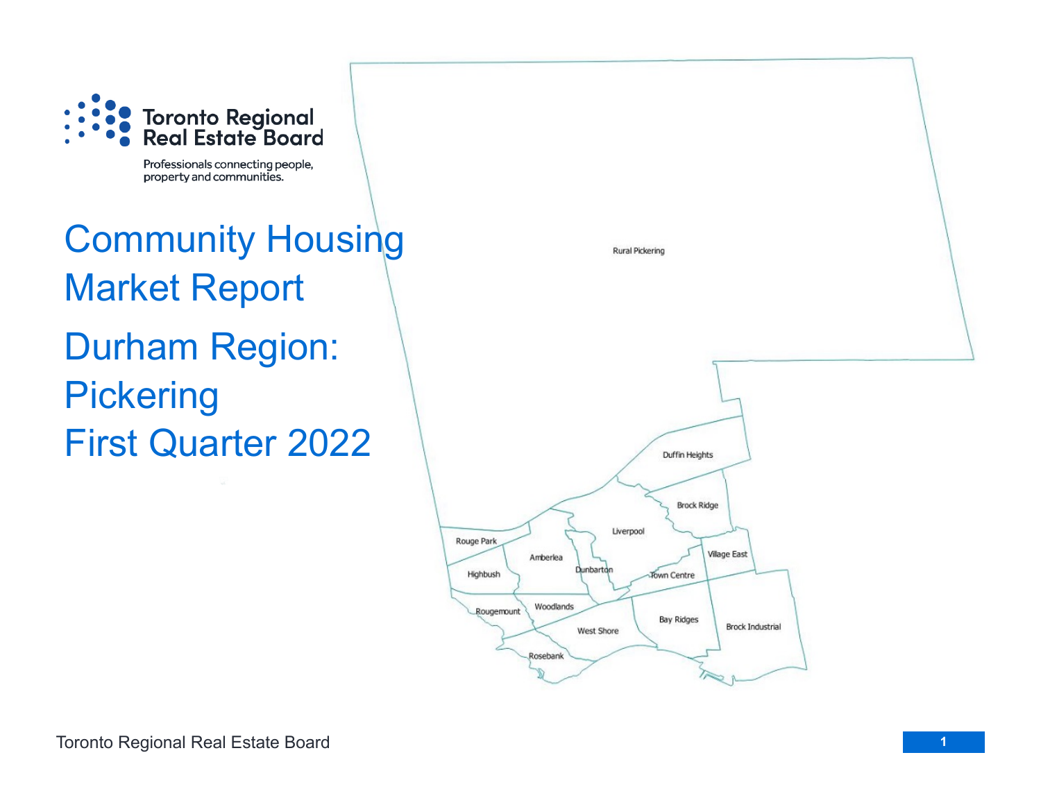Toronto Regional Real Estate Board

Professionals connecting people, property and communities.

# Community Housing Market Report

## Durham Region: Pickering

## First Quarter 2022

Rural Pickering

Duffin Heights

Brock Ridge

Liverpool

Rouge Park

Amberlea

Village East

Highbush

Dunbarton

Town Centre

Woodlands

Rougemount

Bay Ridges

West Shore

Brock Industrial

Rosebank

Toronto Regional Real Estate Board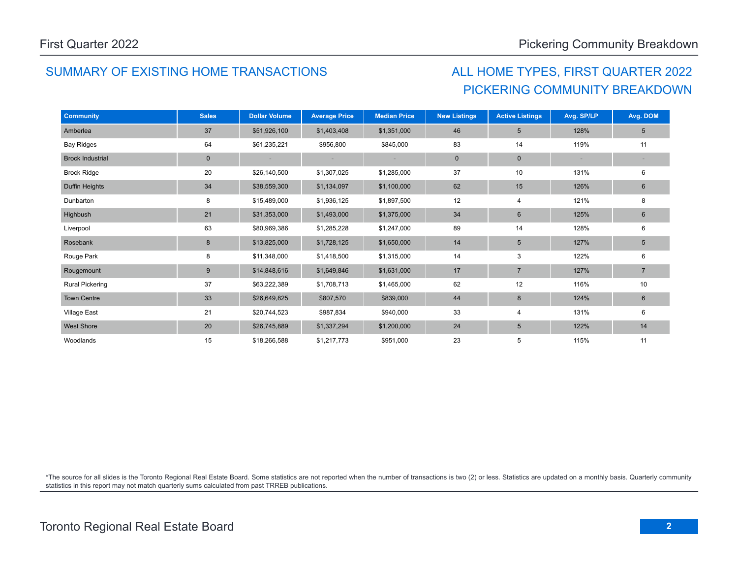## SUMMARY OF EXISTING HOME TRANSACTIONS

## ALL HOME TYPES, FIRST QUARTER 2022
## PICKERING COMMUNITY BREAKDOWN

| Community | Sales | Dollar Volume | Average Price | Median Price | New Listings | Active Listings | Avg. SP/LP | Avg. DOM |
|---|---|---|---|---|---|---|---|---|
| Amberlea | 37 | $51,926,100 | $1,403,408 | $1,351,000 | 46 | 5 | 128% | 5 |
| Bay Ridges | 64 | $61,235,221 | $956,800 | $845,000 | 83 | 14 | 119% | 11 |
| Brock Industrial | 0 | - | - | - | 0 | 0 | - | - |
| Brock Ridge | 20 | $26,140,500 | $1,307,025 | $1,285,000 | 37 | 10 | 131% | 6 |
| Duffin Heights | 34 | $38,559,300 | $1,134,097 | $1,100,000 | 62 | 15 | 126% | 6 |
| Dunbarton | 8 | $15,489,000 | $1,936,125 | $1,897,500 | 12 | 4 | 121% | 8 |
| Highbush | 21 | $31,353,000 | $1,493,000 | $1,375,000 | 34 | 6 | 125% | 6 |
| Liverpool | 63 | $80,969,386 | $1,285,228 | $1,247,000 | 89 | 14 | 128% | 6 |
| Rosebank | 8 | $13,825,000 | $1,728,125 | $1,650,000 | 14 | 5 | 127% | 5 |
| Rouge Park | 8 | $11,348,000 | $1,418,500 | $1,315,000 | 14 | 3 | 122% | 6 |
| Rougemount | 9 | $14,848,616 | $1,649,846 | $1,631,000 | 17 | 7 | 127% | 7 |
| Rural Pickering | 37 | $63,222,389 | $1,708,713 | $1,465,000 | 62 | 12 | 116% | 10 |
| Town Centre | 33 | $26,649,825 | $807,570 | $839,000 | 44 | 8 | 124% | 6 |
| Village East | 21 | $20,744,523 | $987,834 | $940,000 | 33 | 4 | 131% | 6 |
| West Shore | 20 | $26,745,889 | $1,337,294 | $1,200,000 | 24 | 5 | 122% | 14 |
| Woodlands | 15 | $18,266,588 | $1,217,773 | $951,000 | 23 | 5 | 115% | 11 |

*The source for all slides is the Toronto Regional Real Estate Board. Some statistics are not reported when the number of transactions is two (2) or less. Statistics are updated on a monthly basis. Quarterly community statistics in this report may not match quarterly sums calculated from past TRREB publications.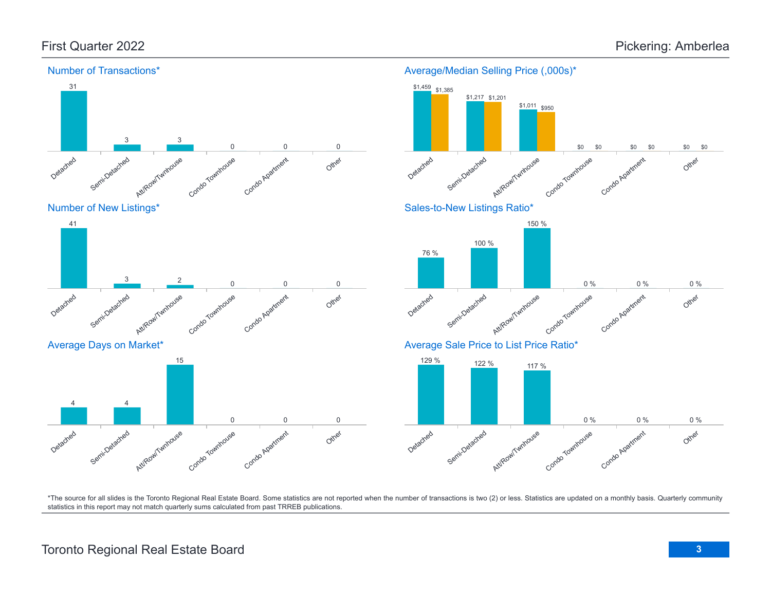## First Quarter 2022

## Pickering: Amberlea

### Number of Transactions*

| Detached | Semi-Detached | Att/Row/Twnhouse | Condo Townhouse | Condo Apartment | Other |
|---|---|---|---|---|---|
| 31 | 3 | 3 | 0 | 0 | 0 |

### Average/Median Selling Price (,000s)*

| | Detached | Semi-Detached | Att/Row/Twnhouse | Condo Townhouse | Condo Apartment | Other |
|---|---|---|---|---|---|---|
| Average | $1,459 | $1,217 | $1,011 | $0 | $0 | $0 |
| Median | $1,385 | $1,201 | $950 | $0 | $0 | $0 |

### Number of New Listings*

| Detached | Semi-Detached | Att/Row/Twnhouse | Condo Townhouse | Condo Apartment | Other |
|---|---|---|---|---|---|
| 41 | 3 | 2 | 0 | 0 | 0 |

### Sales-to-New Listings Ratio*

| Detached | Semi-Detached | Att/Row/Twnhouse | Condo Townhouse | Condo Apartment | Other |
|---|---|---|---|---|---|
| 76 % | 100 % | 150 % | 0 % | 0 % | 0 % |

### Average Days on Market*

| Detached | Semi-Detached | Att/Row/Twnhouse | Condo Townhouse | Condo Apartment | Other |
|---|---|---|---|---|---|
| 4 | 4 | 15 | 0 | 0 | 0 |

### Average Sale Price to List Price Ratio*

| Detached | Semi-Detached | Att/Row/Twnhouse | Condo Townhouse | Condo Apartment | Other |
|---|---|---|---|---|---|
| 129 % | 122 % | 117 % | 0 % | 0 % | 0 % |

*The source for all slides is the Toronto Regional Real Estate Board. Some statistics are not reported when the number of transactions is two (2) or less. Statistics are updated on a monthly basis. Quarterly community statistics in this report may not match quarterly sums calculated from past TRREB publications.

Toronto Regional Real Estate Board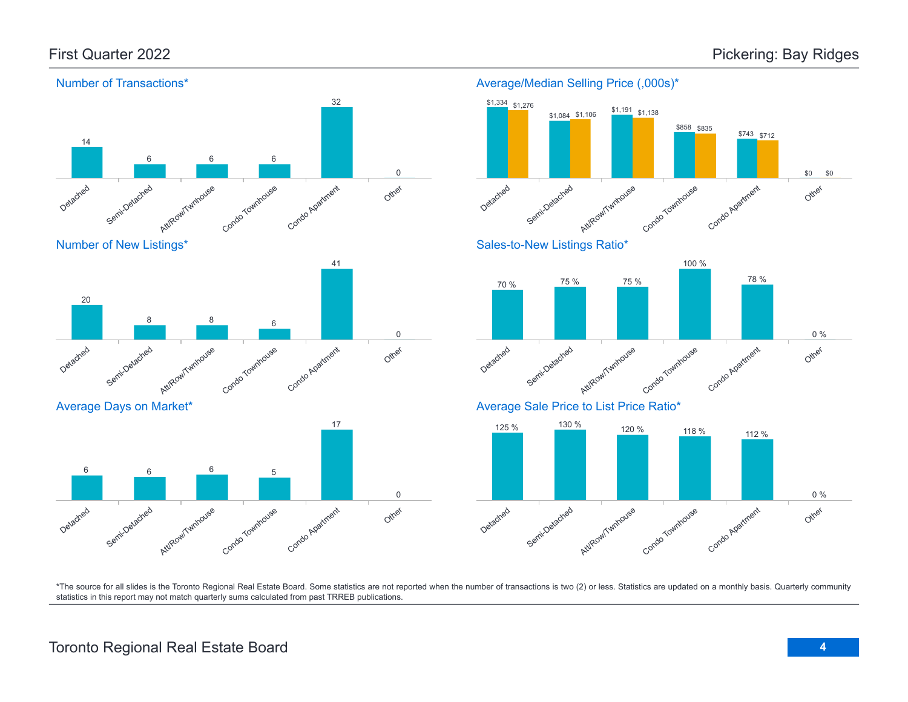# First Quarter 2022 — Pickering: Bay Ridges

## Number of Transactions*

| Detached | Semi-Detached | Att/Row/Twnhouse | Condo Townhouse | Condo Apartment | Other |
|---|---|---|---|---|---|
| 14 | 6 | 6 | 6 | 32 | 0 |

## Average/Median Selling Price (,000s)*

| | Detached | Semi-Detached | Att/Row/Twnhouse | Condo Townhouse | Condo Apartment | Other |
|---|---|---|---|---|---|---|
| Average | $1,334 | $1,084 | $1,191 | $858 | $743 | $0 |
| Median | $1,276 | $1,106 | $1,138 | $835 | $712 | $0 |

## Number of New Listings*

| Detached | Semi-Detached | Att/Row/Twnhouse | Condo Townhouse | Condo Apartment | Other |
|---|---|---|---|---|---|
| 20 | 8 | 8 | 6 | 41 | 0 |

## Sales-to-New Listings Ratio*

| Detached | Semi-Detached | Att/Row/Twnhouse | Condo Townhouse | Condo Apartment | Other |
|---|---|---|---|---|---|
| 70 % | 75 % | 75 % | 100 % | 78 % | 0 % |

## Average Days on Market*

| Detached | Semi-Detached | Att/Row/Twnhouse | Condo Townhouse | Condo Apartment | Other |
|---|---|---|---|---|---|
| 6 | 6 | 6 | 5 | 17 | 0 |

## Average Sale Price to List Price Ratio*

| Detached | Semi-Detached | Att/Row/Twnhouse | Condo Townhouse | Condo Apartment | Other |
|---|---|---|---|---|---|
| 125 % | 130 % | 120 % | 118 % | 112 % | 0 % |

*The source for all slides is the Toronto Regional Real Estate Board. Some statistics are not reported when the number of transactions is two (2) or less. Statistics are updated on a monthly basis. Quarterly community statistics in this report may not match quarterly sums calculated from past TRREB publications.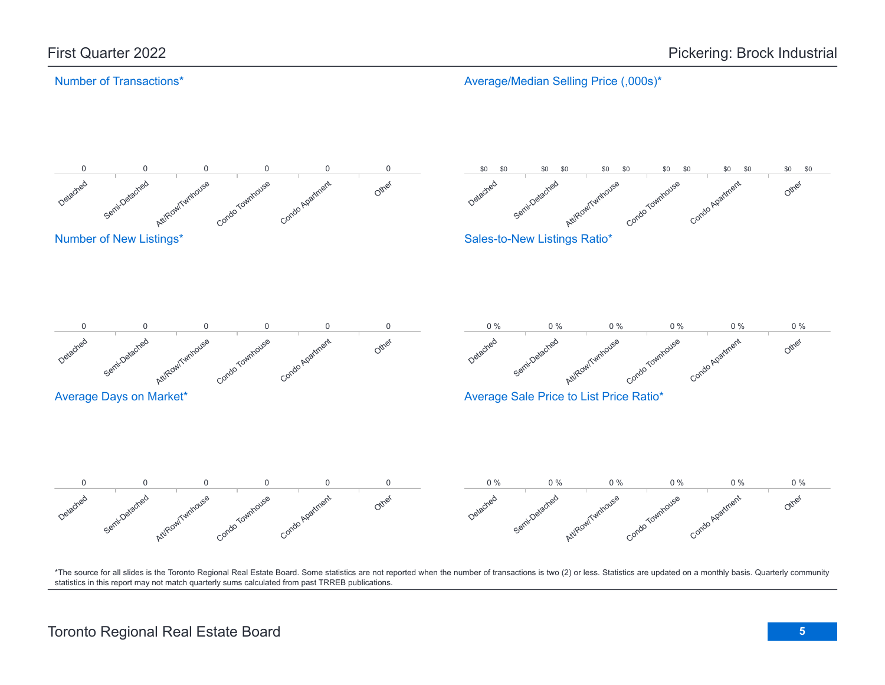First Quarter 2022

Pickering: Brock Industrial

## Number of Transactions*

| Detached | Semi-Detached | Att/Row/Twnhouse | Condo Townhouse | Condo Apartment | Other |
| --- | --- | --- | --- | --- | --- |
| 0 | 0 | 0 | 0 | 0 | 0 |

## Average/Median Selling Price (,000s)*

| | Detached | Semi-Detached | Att/Row/Twnhouse | Condo Townhouse | Condo Apartment | Other |
| --- | --- | --- | --- | --- | --- | --- |
| Average | $0 | $0 | $0 | $0 | $0 | $0 |
| Median | $0 | $0 | $0 | $0 | $0 | $0 |

## Number of New Listings*

| Detached | Semi-Detached | Att/Row/Twnhouse | Condo Townhouse | Condo Apartment | Other |
| --- | --- | --- | --- | --- | --- |
| 0 | 0 | 0 | 0 | 0 | 0 |

## Sales-to-New Listings Ratio*

| Detached | Semi-Detached | Att/Row/Twnhouse | Condo Townhouse | Condo Apartment | Other |
| --- | --- | --- | --- | --- | --- |
| 0 % | 0 % | 0 % | 0 % | 0 % | 0 % |

## Average Days on Market*

| Detached | Semi-Detached | Att/Row/Twnhouse | Condo Townhouse | Condo Apartment | Other |
| --- | --- | --- | --- | --- | --- |
| 0 | 0 | 0 | 0 | 0 | 0 |

## Average Sale Price to List Price Ratio*

| Detached | Semi-Detached | Att/Row/Twnhouse | Condo Townhouse | Condo Apartment | Other |
| --- | --- | --- | --- | --- | --- |
| 0 % | 0 % | 0 % | 0 % | 0 % | 0 % |

*The source for all slides is the Toronto Regional Real Estate Board. Some statistics are not reported when the number of transactions is two (2) or less. Statistics are updated on a monthly basis. Quarterly community statistics in this report may not match quarterly sums calculated from past TRREB publications.

Toronto Regional Real Estate Board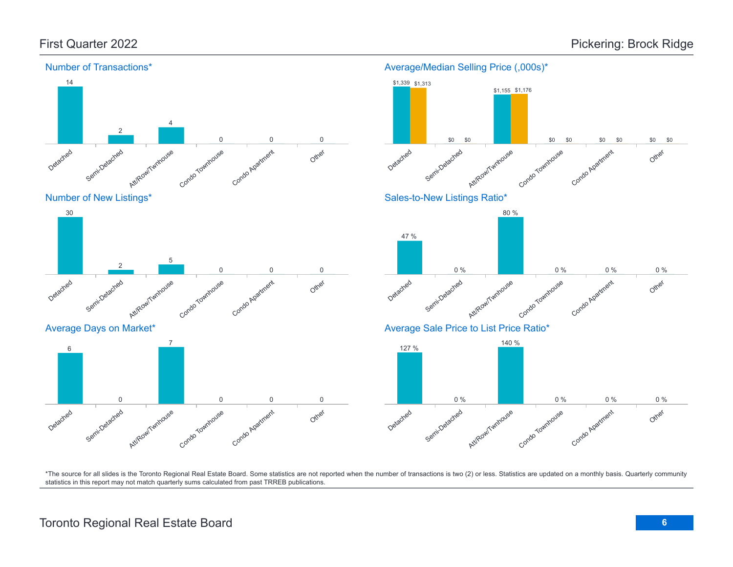## First Quarter 2022 — Pickering: Brock Ridge

### Number of Transactions*

| Detached | Semi-Detached | Att/Row/Twnhouse | Condo Townhouse | Condo Apartment | Other |
|---|---|---|---|---|---|
| 14 | 2 | 4 | 0 | 0 | 0 |

### Average/Median Selling Price (,000s)*

| | Detached | Semi-Detached | Att/Row/Twnhouse | Condo Townhouse | Condo Apartment | Other |
|---|---|---|---|---|---|---|
| Average | $1,339 | $0 | $1,155 | $0 | $0 | $0 |
| Median | $1,313 | $0 | $1,176 | $0 | $0 | $0 |

### Number of New Listings*

| Detached | Semi-Detached | Att/Row/Twnhouse | Condo Townhouse | Condo Apartment | Other |
|---|---|---|---|---|---|
| 30 | 2 | 5 | 0 | 0 | 0 |

### Sales-to-New Listings Ratio*

| Detached | Semi-Detached | Att/Row/Twnhouse | Condo Townhouse | Condo Apartment | Other |
|---|---|---|---|---|---|
| 47 % | 0 % | 80 % | 0 % | 0 % | 0 % |

### Average Days on Market*

| Detached | Semi-Detached | Att/Row/Twnhouse | Condo Townhouse | Condo Apartment | Other |
|---|---|---|---|---|---|
| 6 | 0 | 7 | 0 | 0 | 0 |

### Average Sale Price to List Price Ratio*

| Detached | Semi-Detached | Att/Row/Twnhouse | Condo Townhouse | Condo Apartment | Other |
|---|---|---|---|---|---|
| 127 % | 0 % | 140 % | 0 % | 0 % | 0 % |

*The source for all slides is the Toronto Regional Real Estate Board. Some statistics are not reported when the number of transactions is two (2) or less. Statistics are updated on a monthly basis. Quarterly community statistics in this report may not match quarterly sums calculated from past TRREB publications.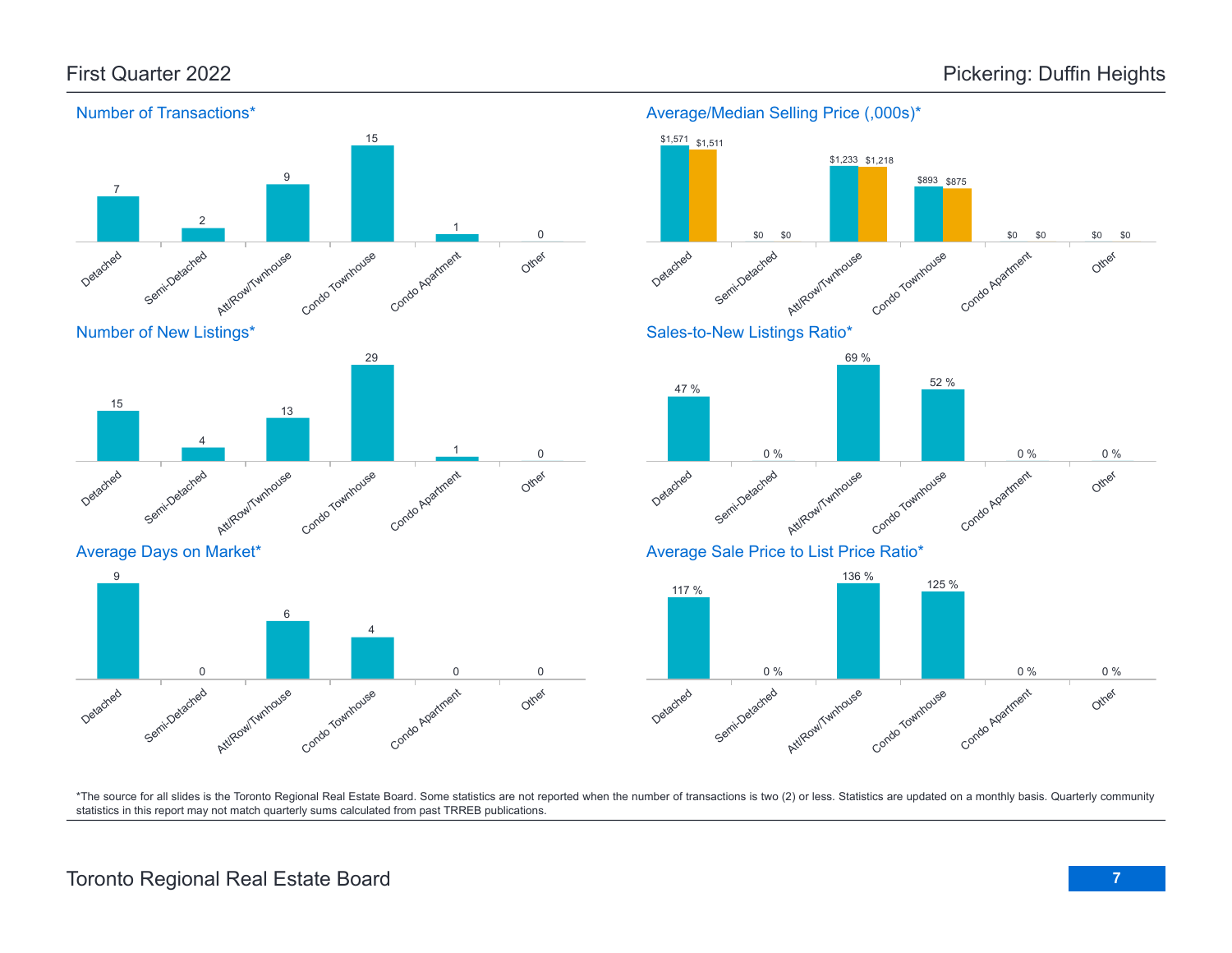# First Quarter 2022

# Pickering: Duffin Heights

## Number of Transactions*

| Detached | Semi-Detached | Att/Row/Twnhouse | Condo Townhouse | Condo Apartment | Other |
|---|---|---|---|---|---|
| 7 | 2 | 9 | 15 | 1 | 0 |

## Average/Median Selling Price (,000s)*

| | Detached | Semi-Detached | Att/Row/Twnhouse | Condo Townhouse | Condo Apartment | Other |
|---|---|---|---|---|---|---|
| Average | $1,571 | $0 | $1,233 | $893 | $0 | $0 |
| Median | $1,511 | $0 | $1,218 | $875 | $0 | $0 |

## Number of New Listings*

| Detached | Semi-Detached | Att/Row/Twnhouse | Condo Townhouse | Condo Apartment | Other |
|---|---|---|---|---|---|
| 15 | 4 | 13 | 29 | 1 | 0 |

## Sales-to-New Listings Ratio*

| Detached | Semi-Detached | Att/Row/Twnhouse | Condo Townhouse | Condo Apartment | Other |
|---|---|---|---|---|---|
| 47 % | 0 % | 69 % | 52 % | 0 % | 0 % |

## Average Days on Market*

| Detached | Semi-Detached | Att/Row/Twnhouse | Condo Townhouse | Condo Apartment | Other |
|---|---|---|---|---|---|
| 9 | 0 | 6 | 4 | 0 | 0 |

## Average Sale Price to List Price Ratio*

| Detached | Semi-Detached | Att/Row/Twnhouse | Condo Townhouse | Condo Apartment | Other |
|---|---|---|---|---|---|
| 117 % | 0 % | 136 % | 125 % | 0 % | 0 % |

*The source for all slides is the Toronto Regional Real Estate Board. Some statistics are not reported when the number of transactions is two (2) or less. Statistics are updated on a monthly basis. Quarterly community statistics in this report may not match quarterly sums calculated from past TRREB publications.

Toronto Regional Real Estate Board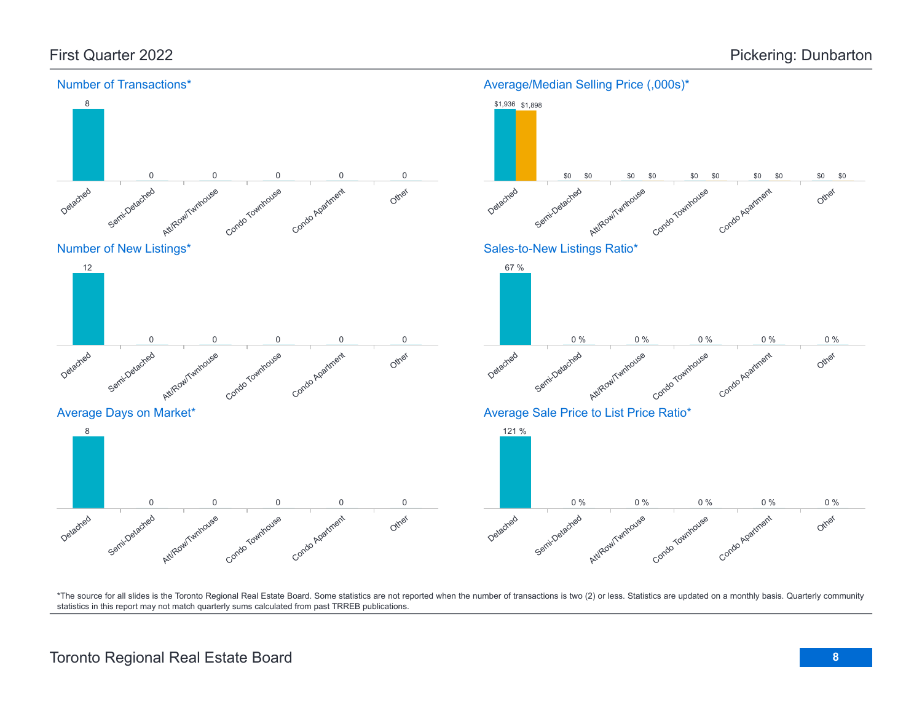# First Quarter 2022 — Pickering: Dunbarton

## Number of Transactions*

| Detached | Semi-Detached | Att/Row/Twnhouse | Condo Townhouse | Condo Apartment | Other |
|---|---|---|---|---|---|
| 8 | 0 | 0 | 0 | 0 | 0 |

## Average/Median Selling Price (,000s)*

| | Detached | Semi-Detached | Att/Row/Twnhouse | Condo Townhouse | Condo Apartment | Other |
|---|---|---|---|---|---|---|
| Average | $1,936 | $0 | $0 | $0 | $0 | $0 |
| Median | $1,898 | $0 | $0 | $0 | $0 | $0 |

## Number of New Listings*

| Detached | Semi-Detached | Att/Row/Twnhouse | Condo Townhouse | Condo Apartment | Other |
|---|---|---|---|---|---|
| 12 | 0 | 0 | 0 | 0 | 0 |

## Sales-to-New Listings Ratio*

| Detached | Semi-Detached | Att/Row/Twnhouse | Condo Townhouse | Condo Apartment | Other |
|---|---|---|---|---|---|
| 67 % | 0 % | 0 % | 0 % | 0 % | 0 % |

## Average Days on Market*

| Detached | Semi-Detached | Att/Row/Twnhouse | Condo Townhouse | Condo Apartment | Other |
|---|---|---|---|---|---|
| 8 | 0 | 0 | 0 | 0 | 0 |

## Average Sale Price to List Price Ratio*

| Detached | Semi-Detached | Att/Row/Twnhouse | Condo Townhouse | Condo Apartment | Other |
|---|---|---|---|---|---|
| 121 % | 0 % | 0 % | 0 % | 0 % | 0 % |

*The source for all slides is the Toronto Regional Real Estate Board. Some statistics are not reported when the number of transactions is two (2) or less. Statistics are updated on a monthly basis. Quarterly community statistics in this report may not match quarterly sums calculated from past TRREB publications.

Toronto Regional Real Estate Board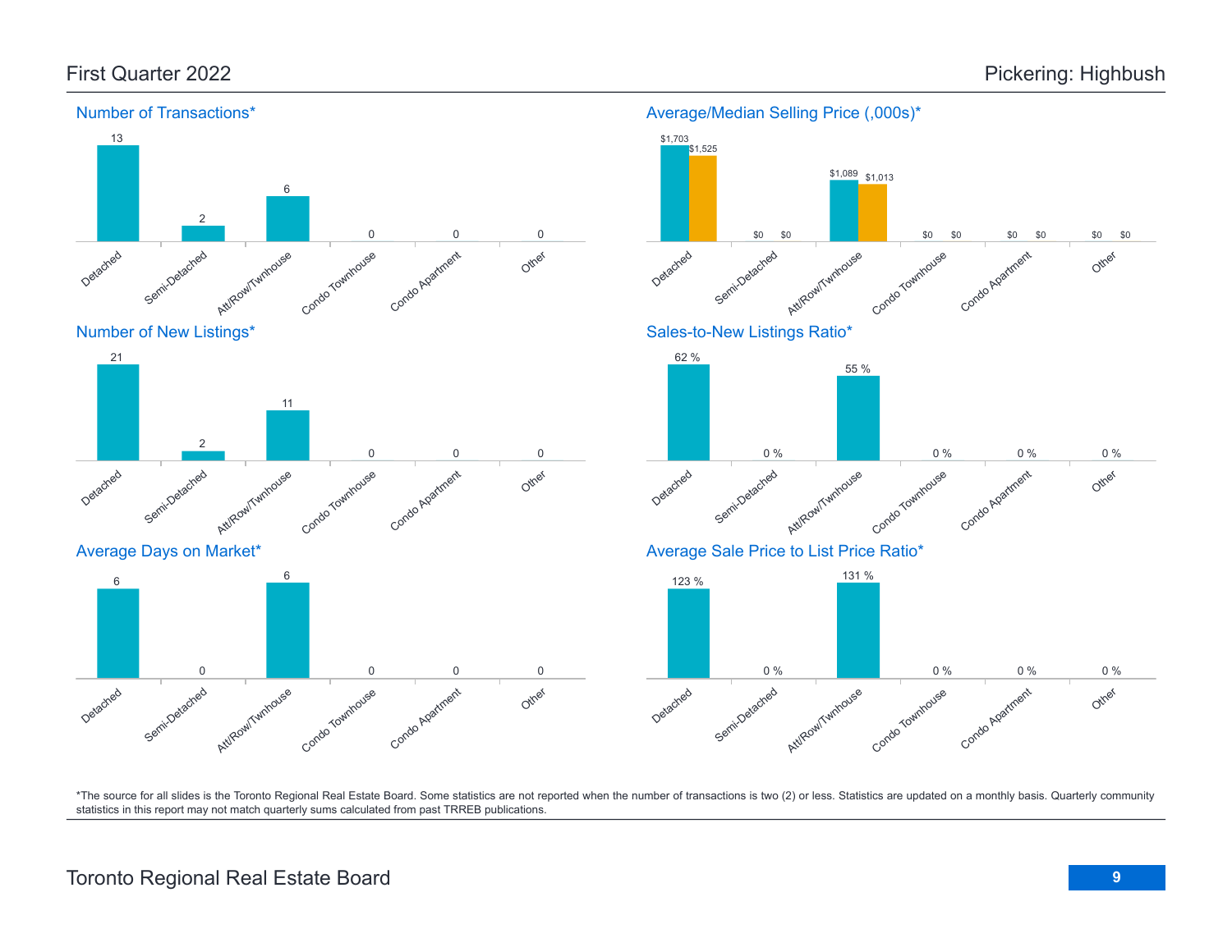## First Quarter 2022

## Pickering: Highbush

### Number of Transactions*

| Detached | Semi-Detached | Att/Row/Twnhouse | Condo Townhouse | Condo Apartment | Other |
|---|---|---|---|---|---|
| 13 | 2 | 6 | 0 | 0 | 0 |

### Average/Median Selling Price (,000s)*

| | Detached | Semi-Detached | Att/Row/Twnhouse | Condo Townhouse | Condo Apartment | Other |
|---|---|---|---|---|---|---|
| Average | $1,703 | $0 | $1,089 | $0 | $0 | $0 |
| Median | $1,525 | $0 | $1,013 | $0 | $0 | $0 |

### Number of New Listings*

| Detached | Semi-Detached | Att/Row/Twnhouse | Condo Townhouse | Condo Apartment | Other |
|---|---|---|---|---|---|
| 21 | 2 | 11 | 0 | 0 | 0 |

### Sales-to-New Listings Ratio*

| Detached | Semi-Detached | Att/Row/Twnhouse | Condo Townhouse | Condo Apartment | Other |
|---|---|---|---|---|---|
| 62 % | 0 % | 55 % | 0 % | 0 % | 0 % |

### Average Days on Market*

| Detached | Semi-Detached | Att/Row/Twnhouse | Condo Townhouse | Condo Apartment | Other |
|---|---|---|---|---|---|
| 6 | 0 | 6 | 0 | 0 | 0 |

### Average Sale Price to List Price Ratio*

| Detached | Semi-Detached | Att/Row/Twnhouse | Condo Townhouse | Condo Apartment | Other |
|---|---|---|---|---|---|
| 123 % | 0 % | 131 % | 0 % | 0 % | 0 % |

*The source for all slides is the Toronto Regional Real Estate Board. Some statistics are not reported when the number of transactions is two (2) or less. Statistics are updated on a monthly basis. Quarterly community statistics in this report may not match quarterly sums calculated from past TRREB publications.

Toronto Regional Real Estate Board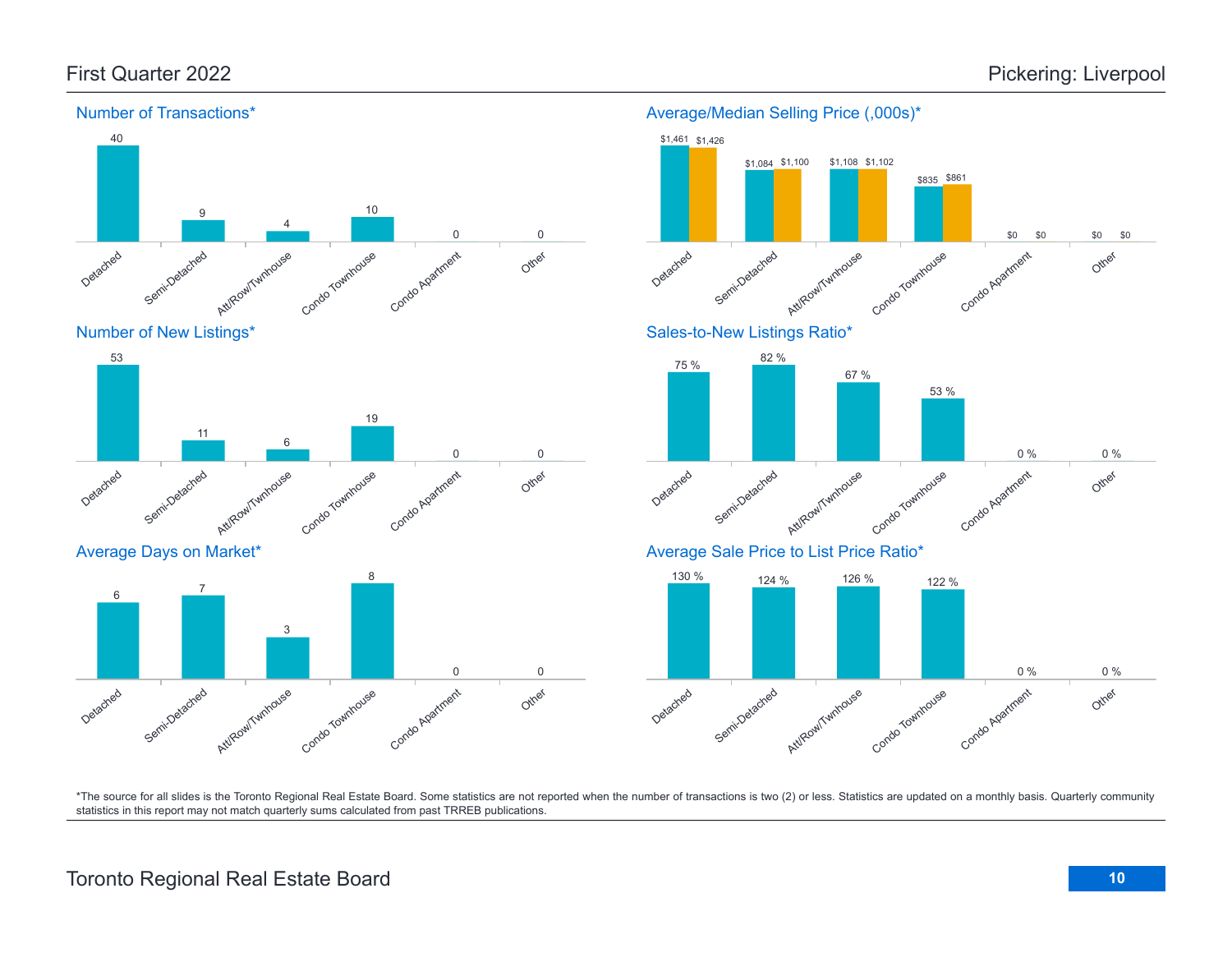## First Quarter 2022

## Pickering: Liverpool

### Number of Transactions*

| Detached | Semi-Detached | Att/Row/Twnhouse | Condo Townhouse | Condo Apartment | Other |
|---|---|---|---|---|---|
| 40 | 9 | 4 | 10 | 0 | 0 |

### Average/Median Selling Price (,000s)*

| | Detached | Semi-Detached | Att/Row/Twnhouse | Condo Townhouse | Condo Apartment | Other |
|---|---|---|---|---|---|---|
| Average | $1,461 | $1,084 | $1,108 | $835 | $0 | $0 |
| Median | $1,426 | $1,100 | $1,102 | $861 | $0 | $0 |

### Number of New Listings*

| Detached | Semi-Detached | Att/Row/Twnhouse | Condo Townhouse | Condo Apartment | Other |
|---|---|---|---|---|---|
| 53 | 11 | 6 | 19 | 0 | 0 |

### Sales-to-New Listings Ratio*

| Detached | Semi-Detached | Att/Row/Twnhouse | Condo Townhouse | Condo Apartment | Other |
|---|---|---|---|---|---|
| 75 % | 82 % | 67 % | 53 % | 0 % | 0 % |

### Average Days on Market*

| Detached | Semi-Detached | Att/Row/Twnhouse | Condo Townhouse | Condo Apartment | Other |
|---|---|---|---|---|---|
| 6 | 7 | 3 | 8 | 0 | 0 |

### Average Sale Price to List Price Ratio*

| Detached | Semi-Detached | Att/Row/Twnhouse | Condo Townhouse | Condo Apartment | Other |
|---|---|---|---|---|---|
| 130 % | 124 % | 126 % | 122 % | 0 % | 0 % |

*The source for all slides is the Toronto Regional Real Estate Board. Some statistics are not reported when the number of transactions is two (2) or less. Statistics are updated on a monthly basis. Quarterly community statistics in this report may not match quarterly sums calculated from past TRREB publications.

Toronto Regional Real Estate Board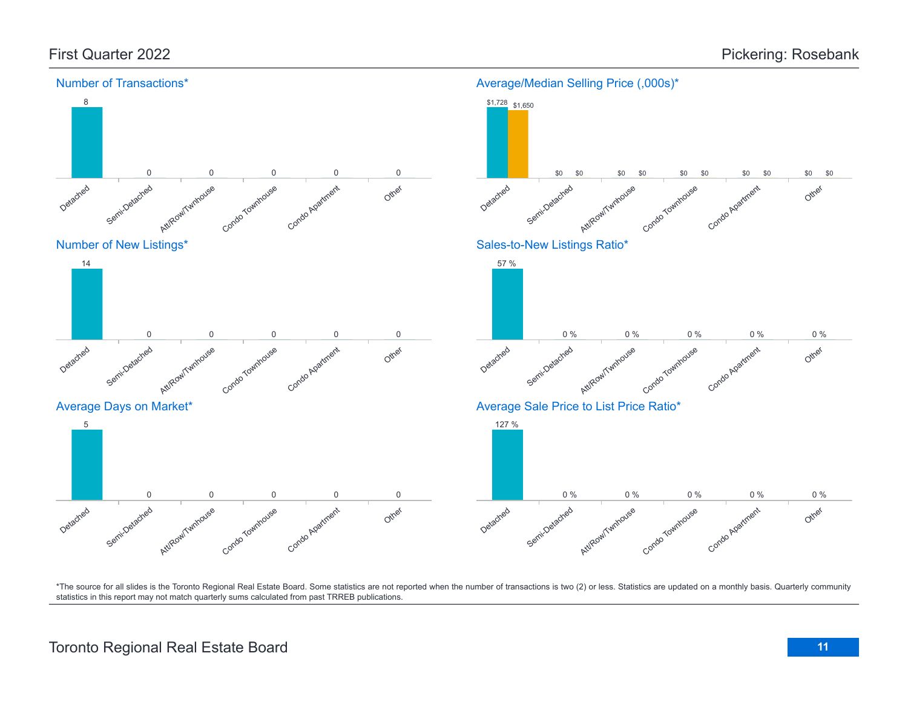# First Quarter 2022 — Pickering: Rosebank

## Number of Transactions*

| Detached | Semi-Detached | Att/Row/Twnhouse | Condo Townhouse | Condo Apartment | Other |
|---|---|---|---|---|---|
| 8 | 0 | 0 | 0 | 0 | 0 |

## Average/Median Selling Price (,000s)*

| | Detached | Semi-Detached | Att/Row/Twnhouse | Condo Townhouse | Condo Apartment | Other |
|---|---|---|---|---|---|---|
| Average | $1,728 | $0 | $0 | $0 | $0 | $0 |
| Median | $1,650 | $0 | $0 | $0 | $0 | $0 |

## Number of New Listings*

| Detached | Semi-Detached | Att/Row/Twnhouse | Condo Townhouse | Condo Apartment | Other |
|---|---|---|---|---|---|
| 14 | 0 | 0 | 0 | 0 | 0 |

## Sales-to-New Listings Ratio*

| Detached | Semi-Detached | Att/Row/Twnhouse | Condo Townhouse | Condo Apartment | Other |
|---|---|---|---|---|---|
| 57 % | 0 % | 0 % | 0 % | 0 % | 0 % |

## Average Days on Market*

| Detached | Semi-Detached | Att/Row/Twnhouse | Condo Townhouse | Condo Apartment | Other |
|---|---|---|---|---|---|
| 5 | 0 | 0 | 0 | 0 | 0 |

## Average Sale Price to List Price Ratio*

| Detached | Semi-Detached | Att/Row/Twnhouse | Condo Townhouse | Condo Apartment | Other |
|---|---|---|---|---|---|
| 127 % | 0 % | 0 % | 0 % | 0 % | 0 % |

*The source for all slides is the Toronto Regional Real Estate Board. Some statistics are not reported when the number of transactions is two (2) or less. Statistics are updated on a monthly basis. Quarterly community statistics in this report may not match quarterly sums calculated from past TRREB publications.

Toronto Regional Real Estate Board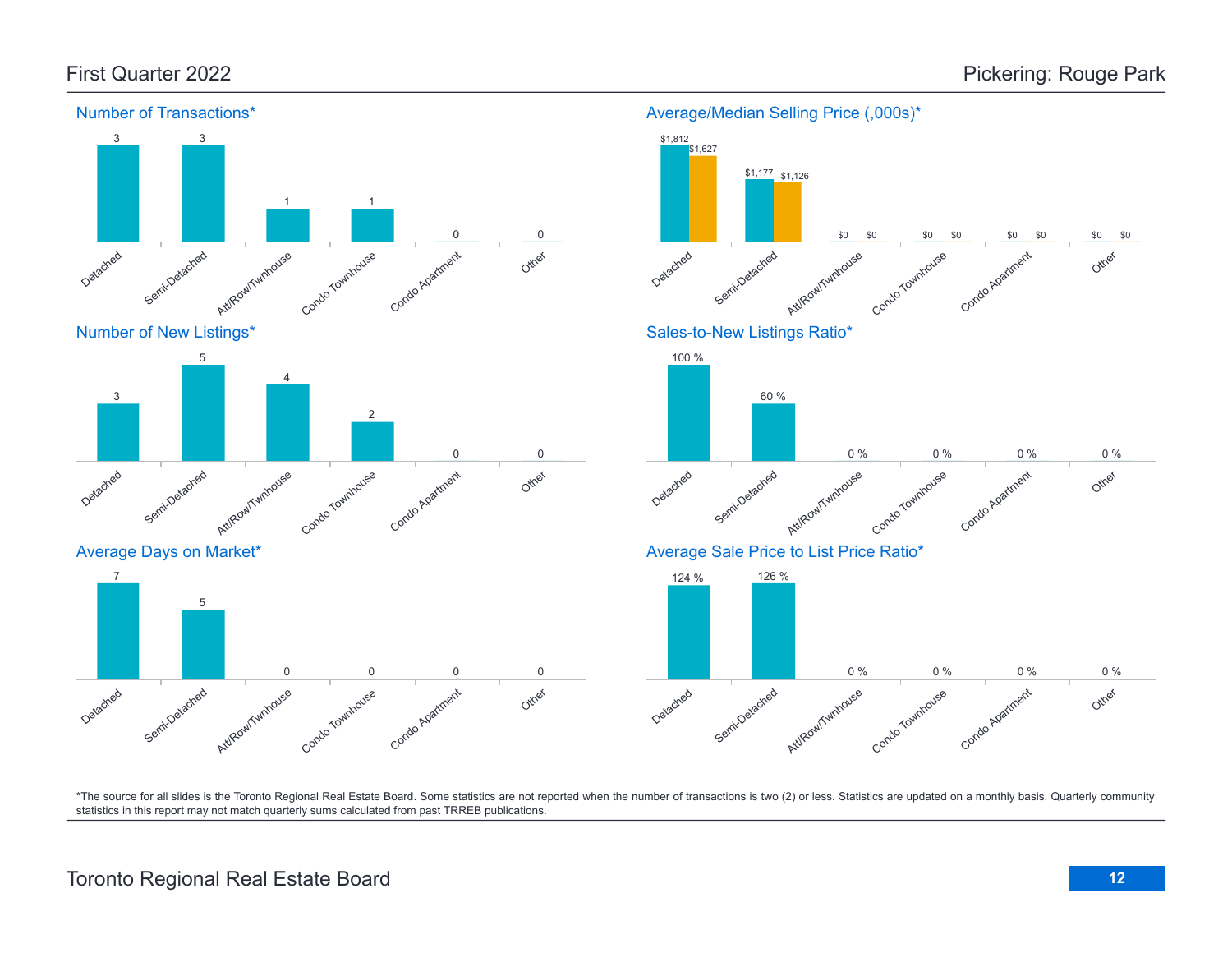First Quarter 2022

Pickering: Rouge Park

### Number of Transactions*

| Detached | Semi-Detached | Att/Row/Twnhouse | Condo Townhouse | Condo Apartment | Other |
|---|---|---|---|---|---|
| 3 | 3 | 1 | 1 | 0 | 0 |

### Average/Median Selling Price (,000s)*

| | Detached | Semi-Detached | Att/Row/Twnhouse | Condo Townhouse | Condo Apartment | Other |
|---|---|---|---|---|---|---|
| Average | $1,812 | $1,177 | $0 | $0 | $0 | $0 |
| Median | $1,627 | $1,126 | $0 | $0 | $0 | $0 |

### Number of New Listings*

| Detached | Semi-Detached | Att/Row/Twnhouse | Condo Townhouse | Condo Apartment | Other |
|---|---|---|---|---|---|
| 3 | 5 | 4 | 2 | 0 | 0 |

### Sales-to-New Listings Ratio*

| Detached | Semi-Detached | Att/Row/Twnhouse | Condo Townhouse | Condo Apartment | Other |
|---|---|---|---|---|---|
| 100 % | 60 % | 0 % | 0 % | 0 % | 0 % |

### Average Days on Market*

| Detached | Semi-Detached | Att/Row/Twnhouse | Condo Townhouse | Condo Apartment | Other |
|---|---|---|---|---|---|
| 7 | 5 | 0 | 0 | 0 | 0 |

### Average Sale Price to List Price Ratio*

| Detached | Semi-Detached | Att/Row/Twnhouse | Condo Townhouse | Condo Apartment | Other |
|---|---|---|---|---|---|
| 124 % | 126 % | 0 % | 0 % | 0 % | 0 % |

*The source for all slides is the Toronto Regional Real Estate Board. Some statistics are not reported when the number of transactions is two (2) or less. Statistics are updated on a monthly basis. Quarterly community statistics in this report may not match quarterly sums calculated from past TRREB publications.

Toronto Regional Real Estate Board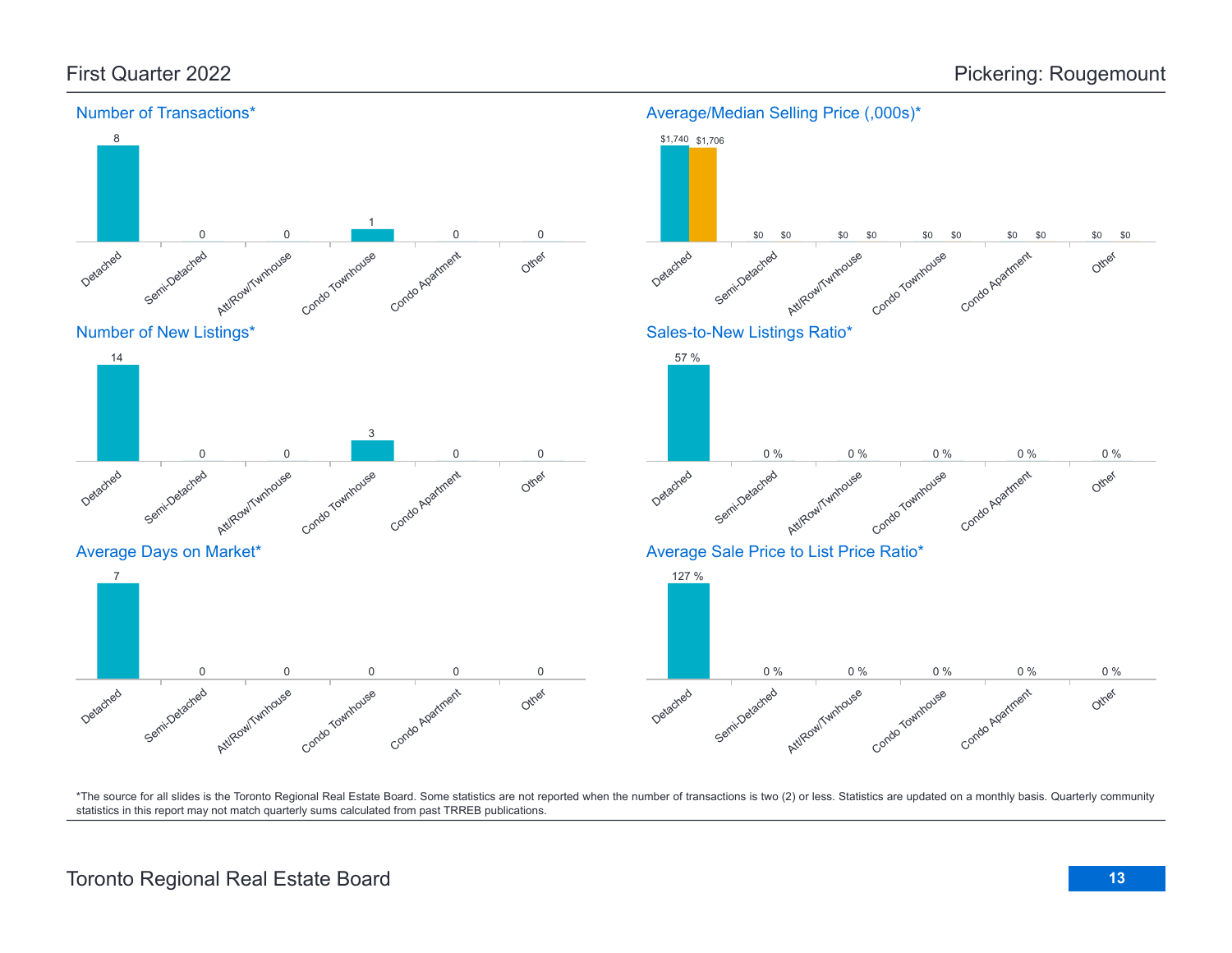# First Quarter 2022 — Pickering: Rougemount

## Number of Transactions*

| Detached | Semi-Detached | Att/Row/Twnhouse | Condo Townhouse | Condo Apartment | Other |
|---|---|---|---|---|---|
| 8 | 0 | 0 | 1 | 0 | 0 |

## Average/Median Selling Price (,000s)*

| | Detached | Semi-Detached | Att/Row/Twnhouse | Condo Townhouse | Condo Apartment | Other |
|---|---|---|---|---|---|---|
| Average | $1,740 | $0 | $0 | $0 | $0 | $0 |
| Median | $1,706 | $0 | $0 | $0 | $0 | $0 |

## Number of New Listings*

| Detached | Semi-Detached | Att/Row/Twnhouse | Condo Townhouse | Condo Apartment | Other |
|---|---|---|---|---|---|
| 14 | 0 | 0 | 3 | 0 | 0 |

## Sales-to-New Listings Ratio*

| Detached | Semi-Detached | Att/Row/Twnhouse | Condo Townhouse | Condo Apartment | Other |
|---|---|---|---|---|---|
| 57 % | 0 % | 0 % | 0 % | 0 % | 0 % |

## Average Days on Market*

| Detached | Semi-Detached | Att/Row/Twnhouse | Condo Townhouse | Condo Apartment | Other |
|---|---|---|---|---|---|
| 7 | 0 | 0 | 0 | 0 | 0 |

## Average Sale Price to List Price Ratio*

| Detached | Semi-Detached | Att/Row/Twnhouse | Condo Townhouse | Condo Apartment | Other |
|---|---|---|---|---|---|
| 127 % | 0 % | 0 % | 0 % | 0 % | 0 % |

*The source for all slides is the Toronto Regional Real Estate Board. Some statistics are not reported when the number of transactions is two (2) or less. Statistics are updated on a monthly basis. Quarterly community statistics in this report may not match quarterly sums calculated from past TRREB publications.

Toronto Regional Real Estate Board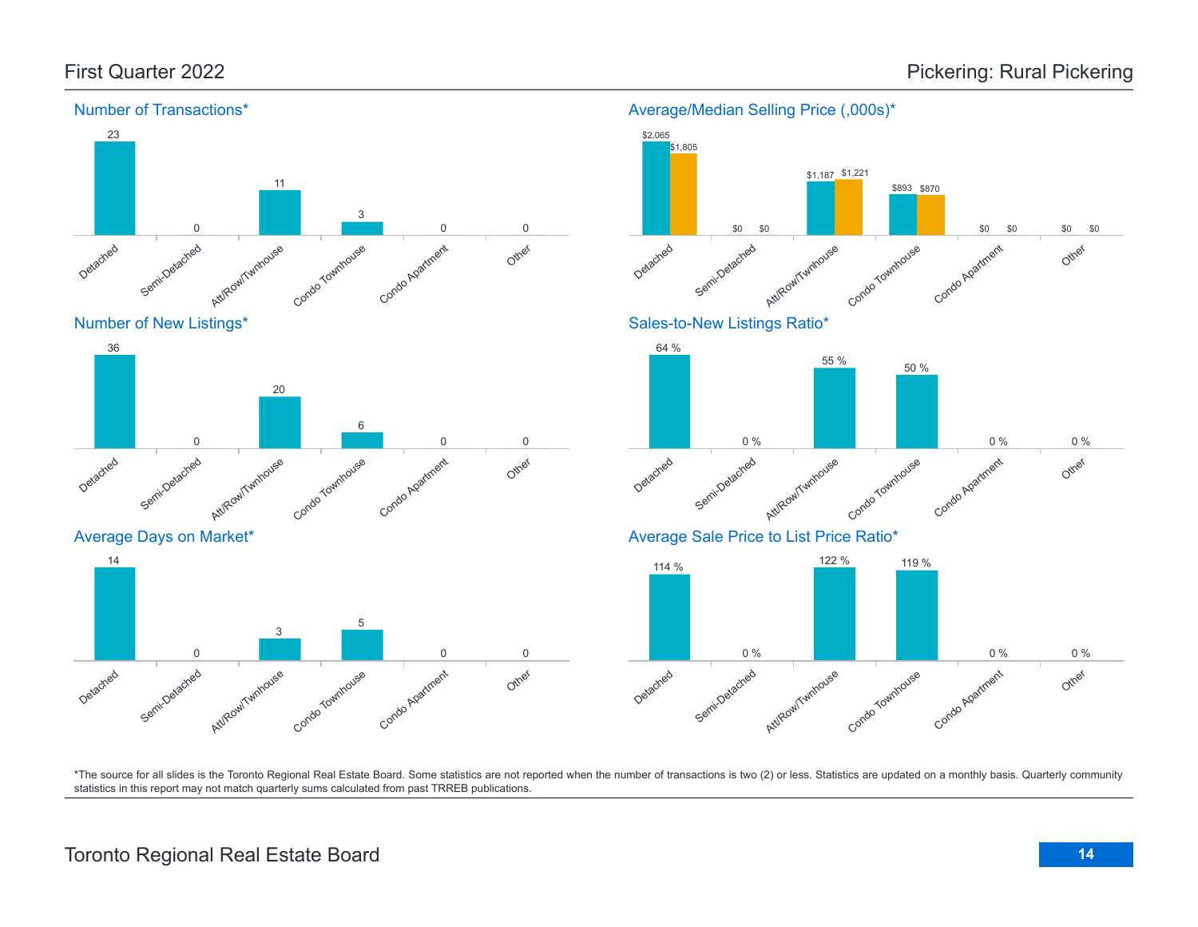First Quarter 2022

Pickering: Rural Pickering

### Number of Transactions*

| Detached | Semi-Detached | Att/Row/Twnhouse | Condo Townhouse | Condo Apartment | Other |
|---|---|---|---|---|---|
| 23 | 0 | 11 | 3 | 0 | 0 |

### Average/Median Selling Price (,000s)*

| | Detached | Semi-Detached | Att/Row/Twnhouse | Condo Townhouse | Condo Apartment | Other |
|---|---|---|---|---|---|---|
| Average | $2,065 | $0 | $1,187 | $893 | $0 | $0 |
| Median | $1,805 | $0 | $1,221 | $870 | $0 | $0 |

### Number of New Listings*

| Detached | Semi-Detached | Att/Row/Twnhouse | Condo Townhouse | Condo Apartment | Other |
|---|---|---|---|---|---|
| 36 | 0 | 20 | 6 | 0 | 0 |

### Sales-to-New Listings Ratio*

| Detached | Semi-Detached | Att/Row/Twnhouse | Condo Townhouse | Condo Apartment | Other |
|---|---|---|---|---|---|
| 64 % | 0 % | 55 % | 50 % | 0 % | 0 % |

### Average Days on Market*

| Detached | Semi-Detached | Att/Row/Twnhouse | Condo Townhouse | Condo Apartment | Other |
|---|---|---|---|---|---|
| 14 | 0 | 3 | 5 | 0 | 0 |

### Average Sale Price to List Price Ratio*

| Detached | Semi-Detached | Att/Row/Twnhouse | Condo Townhouse | Condo Apartment | Other |
|---|---|---|---|---|---|
| 114 % | 0 % | 122 % | 119 % | 0 % | 0 % |

*The source for all slides is the Toronto Regional Real Estate Board. Some statistics are not reported when the number of transactions is two (2) or less. Statistics are updated on a monthly basis. Quarterly community statistics in this report may not match quarterly sums calculated from past TRREB publications.

Toronto Regional Real Estate Board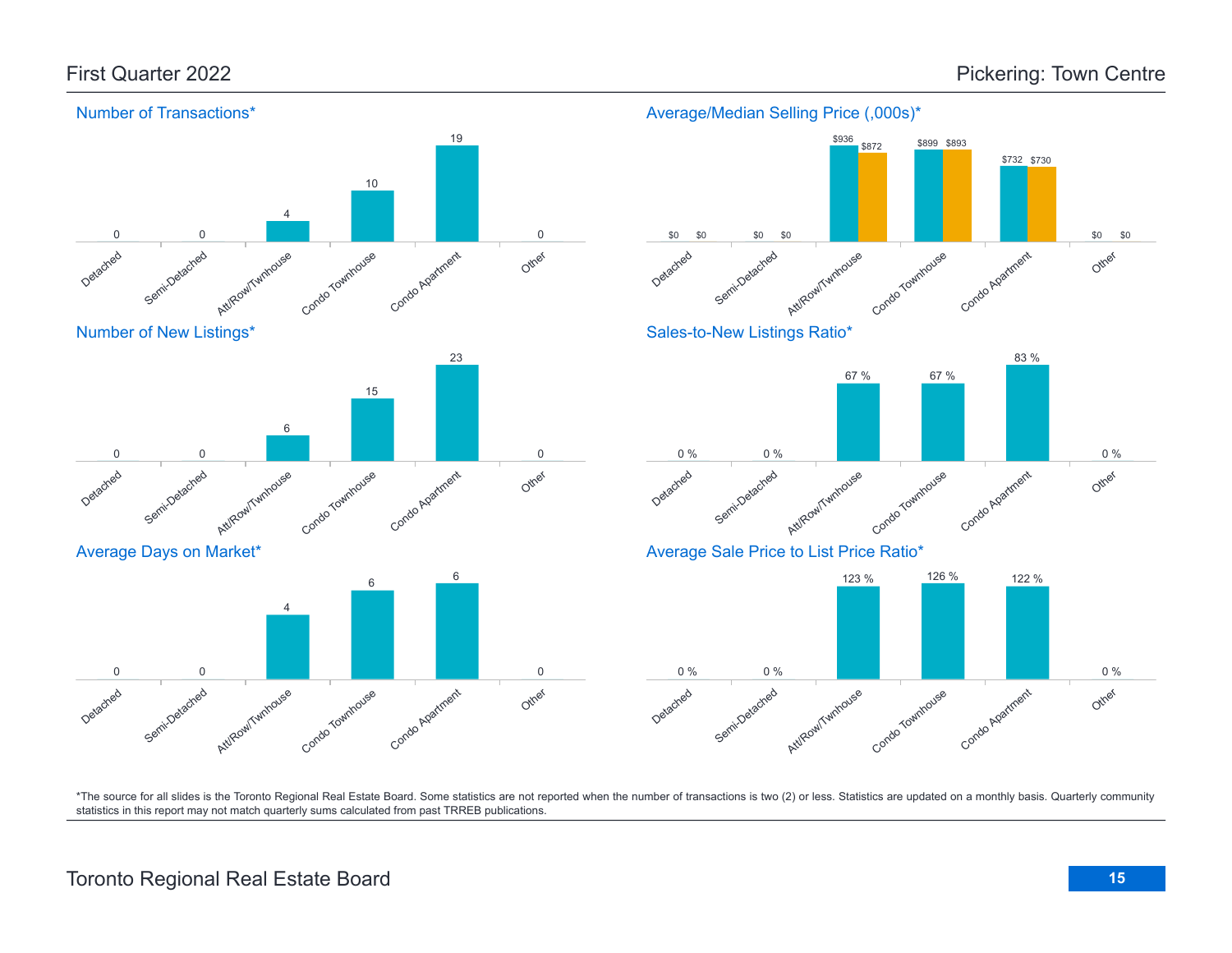# First Quarter 2022 — Pickering: Town Centre

## Number of Transactions*

| Detached | Semi-Detached | Att/Row/Twnhouse | Condo Townhouse | Condo Apartment | Other |
|---|---|---|---|---|---|
| 0 | 0 | 4 | 10 | 19 | 0 |

## Average/Median Selling Price (,000s)*

| | Detached | Semi-Detached | Att/Row/Twnhouse | Condo Townhouse | Condo Apartment | Other |
|---|---|---|---|---|---|---|
| Average | $0 | $0 | $936 | $899 | $732 | $0 |
| Median | $0 | $0 | $872 | $893 | $730 | $0 |

## Number of New Listings*

| Detached | Semi-Detached | Att/Row/Twnhouse | Condo Townhouse | Condo Apartment | Other |
|---|---|---|---|---|---|
| 0 | 0 | 6 | 15 | 23 | 0 |

## Sales-to-New Listings Ratio*

| Detached | Semi-Detached | Att/Row/Twnhouse | Condo Townhouse | Condo Apartment | Other |
|---|---|---|---|---|---|
| 0 % | 0 % | 67 % | 67 % | 83 % | 0 % |

## Average Days on Market*

| Detached | Semi-Detached | Att/Row/Twnhouse | Condo Townhouse | Condo Apartment | Other |
|---|---|---|---|---|---|
| 0 | 0 | 4 | 6 | 6 | 0 |

## Average Sale Price to List Price Ratio*

| Detached | Semi-Detached | Att/Row/Twnhouse | Condo Townhouse | Condo Apartment | Other |
|---|---|---|---|---|---|
| 0 % | 0 % | 123 % | 126 % | 122 % | 0 % |

*The source for all slides is the Toronto Regional Real Estate Board. Some statistics are not reported when the number of transactions is two (2) or less. Statistics are updated on a monthly basis. Quarterly community statistics in this report may not match quarterly sums calculated from past TRREB publications.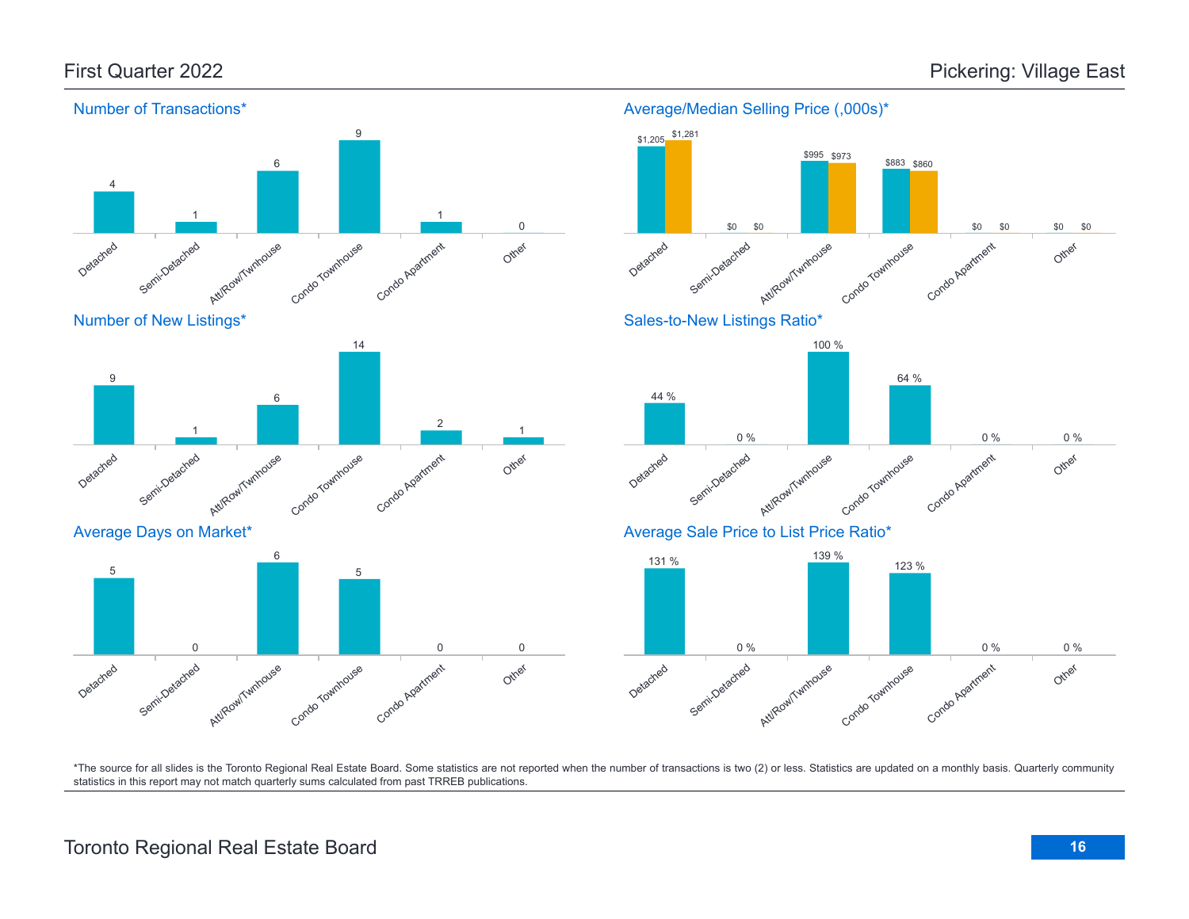First Quarter 2022

# Pickering: Village East

## Number of Transactions*

| Detached | Semi-Detached | Att/Row/Twnhouse | Condo Townhouse | Condo Apartment | Other |
|---|---|---|---|---|---|
| 4 | 1 | 6 | 9 | 1 | 0 |

## Average/Median Selling Price (,000s)*

| | Detached | Semi-Detached | Att/Row/Twnhouse | Condo Townhouse | Condo Apartment | Other |
|---|---|---|---|---|---|---|
| Average | $1,205 | $0 | $995 | $883 | $0 | $0 |
| Median | $1,281 | $0 | $973 | $860 | $0 | $0 |

## Number of New Listings*

| Detached | Semi-Detached | Att/Row/Twnhouse | Condo Townhouse | Condo Apartment | Other |
|---|---|---|---|---|---|
| 9 | 1 | 6 | 14 | 2 | 1 |

## Sales-to-New Listings Ratio*

| Detached | Semi-Detached | Att/Row/Twnhouse | Condo Townhouse | Condo Apartment | Other |
|---|---|---|---|---|---|
| 44 % | 0 % | 100 % | 64 % | 0 % | 0 % |

## Average Days on Market*

| Detached | Semi-Detached | Att/Row/Twnhouse | Condo Townhouse | Condo Apartment | Other |
|---|---|---|---|---|---|
| 5 | 0 | 6 | 5 | 0 | 0 |

## Average Sale Price to List Price Ratio*

| Detached | Semi-Detached | Att/Row/Twnhouse | Condo Townhouse | Condo Apartment | Other |
|---|---|---|---|---|---|
| 131 % | 0 % | 139 % | 123 % | 0 % | 0 % |

*The source for all slides is the Toronto Regional Real Estate Board. Some statistics are not reported when the number of transactions is two (2) or less. Statistics are updated on a monthly basis. Quarterly community statistics in this report may not match quarterly sums calculated from past TRREB publications.

Toronto Regional Real Estate Board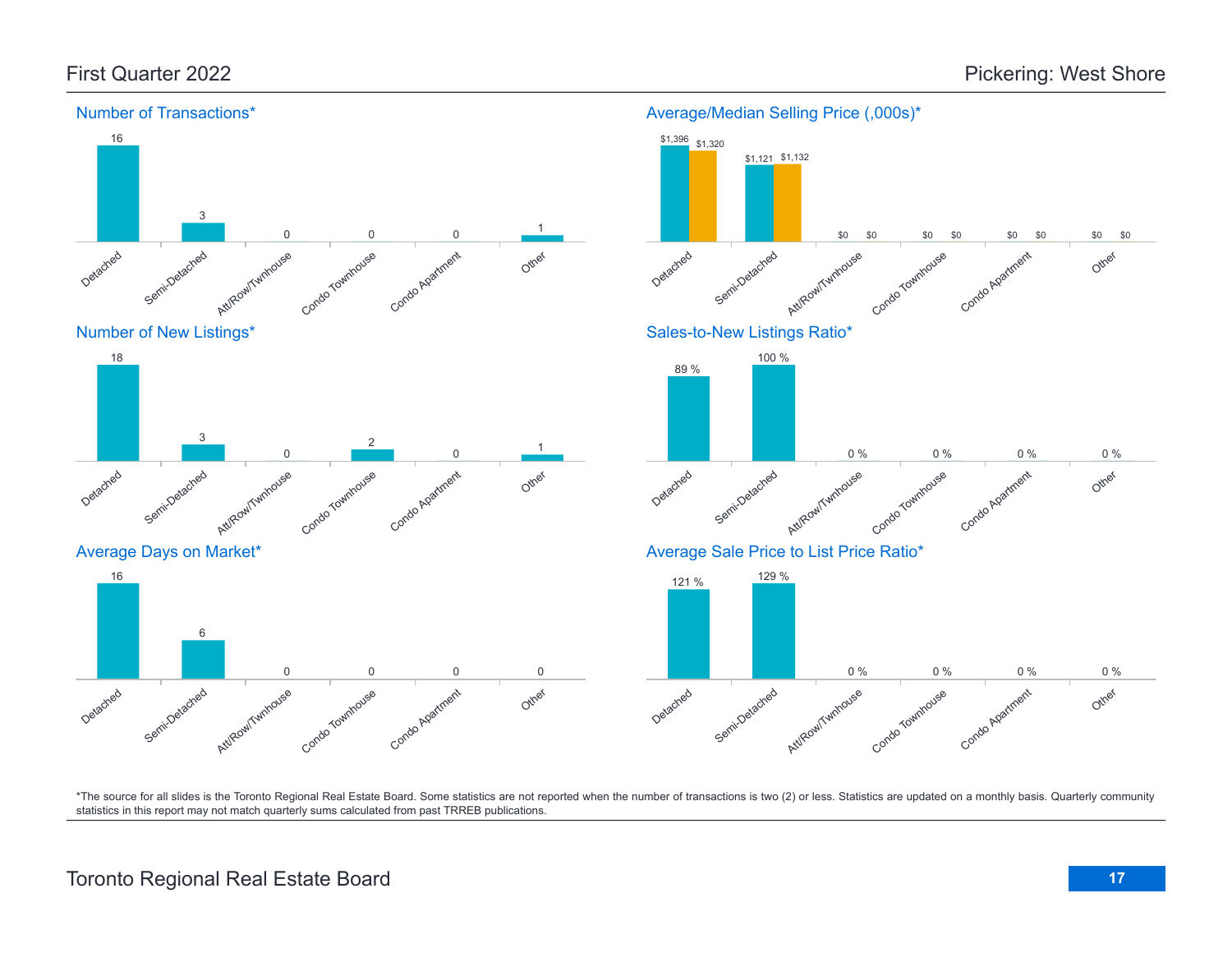## First Quarter 2022

## Pickering: West Shore

### Number of Transactions*

| Detached | Semi-Detached | Att/Row/Twnhouse | Condo Townhouse | Condo Apartment | Other |
|---|---|---|---|---|---|
| 16 | 3 | 0 | 0 | 0 | 1 |

### Average/Median Selling Price (,000s)*

| | Detached | Semi-Detached | Att/Row/Twnhouse | Condo Townhouse | Condo Apartment | Other |
|---|---|---|---|---|---|---|
| Average | $1,396 | $1,121 | $0 | $0 | $0 | $0 |
| Median | $1,320 | $1,132 | $0 | $0 | $0 | $0 |

### Number of New Listings*

| Detached | Semi-Detached | Att/Row/Twnhouse | Condo Townhouse | Condo Apartment | Other |
|---|---|---|---|---|---|
| 18 | 3 | 0 | 2 | 0 | 1 |

### Sales-to-New Listings Ratio*

| Detached | Semi-Detached | Att/Row/Twnhouse | Condo Townhouse | Condo Apartment | Other |
|---|---|---|---|---|---|
| 89 % | 100 % | 0 % | 0 % | 0 % | 0 % |

### Average Days on Market*

| Detached | Semi-Detached | Att/Row/Twnhouse | Condo Townhouse | Condo Apartment | Other |
|---|---|---|---|---|---|
| 16 | 6 | 0 | 0 | 0 | 0 |

### Average Sale Price to List Price Ratio*

| Detached | Semi-Detached | Att/Row/Twnhouse | Condo Townhouse | Condo Apartment | Other |
|---|---|---|---|---|---|
| 121 % | 129 % | 0 % | 0 % | 0 % | 0 % |

*The source for all slides is the Toronto Regional Real Estate Board. Some statistics are not reported when the number of transactions is two (2) or less. Statistics are updated on a monthly basis. Quarterly community statistics in this report may not match quarterly sums calculated from past TRREB publications.

Toronto Regional Real Estate Board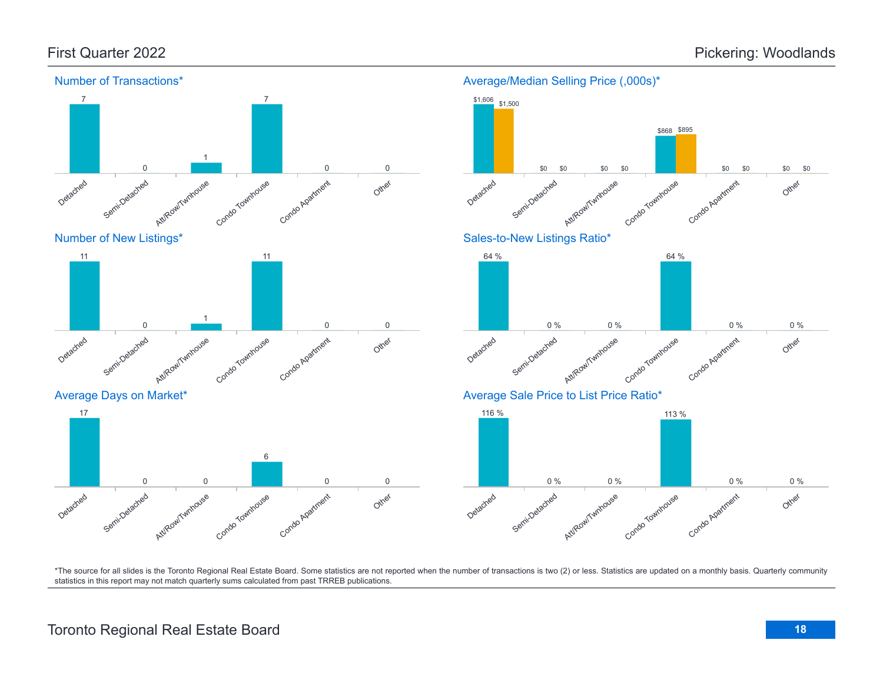First Quarter 2022

Pickering: Woodlands

## Number of Transactions*

7
0
1
7
0
0

Detached
Semi-Detached
Att/Row/Twnhouse
Condo Townhouse
Condo Apartment
Other

## Average/Median Selling Price (,000s)*

$1,606
$1,500
$0
$0
$0
$0
$868
$895
$0
$0
$0
$0

Detached
Semi-Detached
Att/Row/Twnhouse
Condo Townhouse
Condo Apartment
Other

## Number of New Listings*

11
0
1
11
0
0

Detached
Semi-Detached
Att/Row/Twnhouse
Condo Townhouse
Condo Apartment
Other

## Sales-to-New Listings Ratio*

64 %
0 %
0 %
64 %
0 %
0 %

Detached
Semi-Detached
Att/Row/Twnhouse
Condo Townhouse
Condo Apartment
Other

## Average Days on Market*

17
0
0
6
0
0

Detached
Semi-Detached
Att/Row/Twnhouse
Condo Townhouse
Condo Apartment
Other

## Average Sale Price to List Price Ratio*

116 %
0 %
0 %
113 %
0 %
0 %

Detached
Semi-Detached
Att/Row/Twnhouse
Condo Townhouse
Condo Apartment
Other

*The source for all slides is the Toronto Regional Real Estate Board. Some statistics are not reported when the number of transactions is two (2) or less. Statistics are updated on a monthly basis. Quarterly community statistics in this report may not match quarterly sums calculated from past TRREB publications.

Toronto Regional Real Estate Board